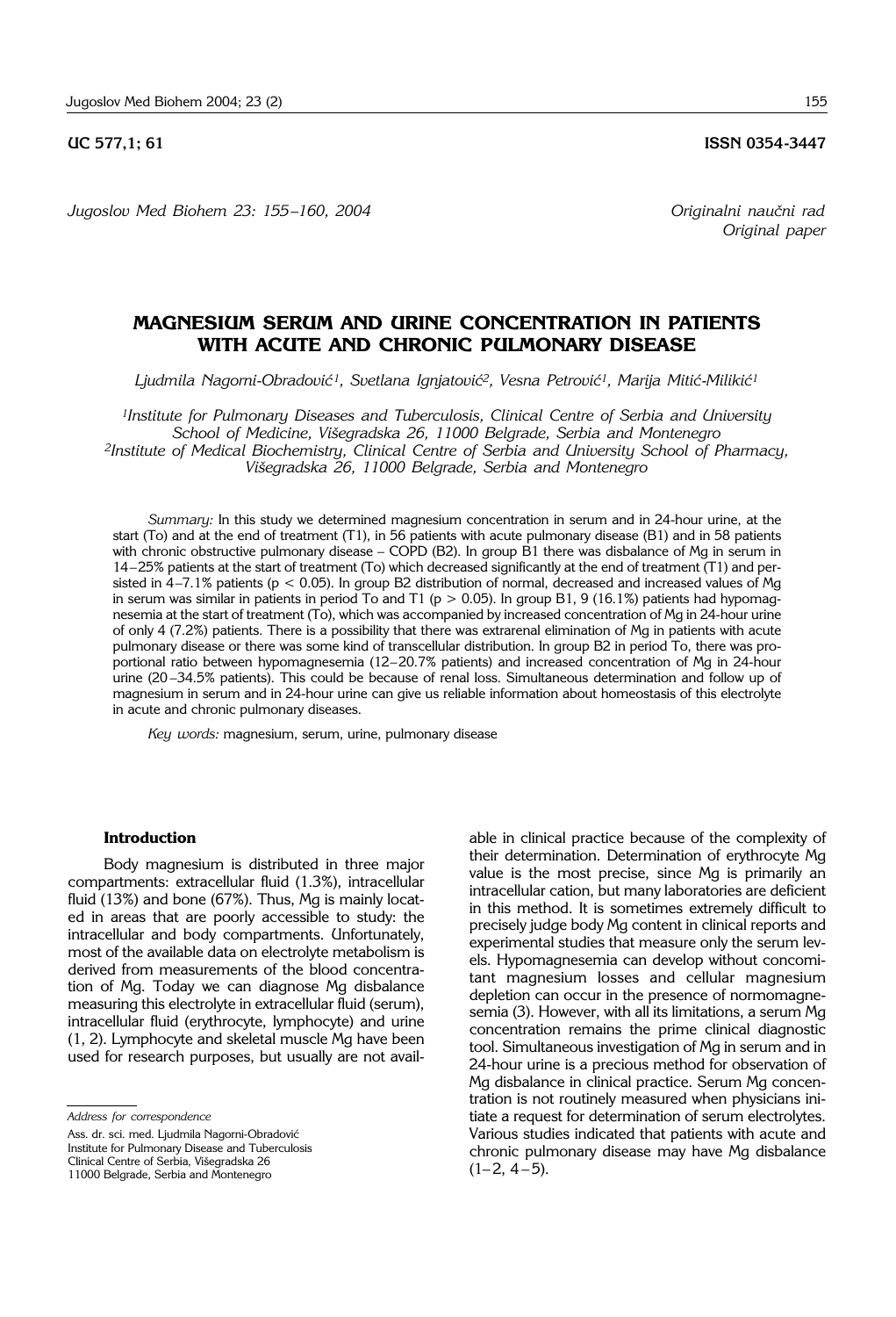UC 577,1; 61 **ISSN 0354-3447**

*Originalni naučni rad*
*Original paper*

# MAGNESIUM SERUM AND URINE CONCENTRATION IN PATIENTS WITH ACUTE AND CHRONIC PULMONARY DISEASE

*Ljudmila Nagorni-Obradović[1], Svetlana Ignjatović[2], Vesna Petrović[1], Marija Mitić-Milikić[1]*

*[1]Institute for Pulmonary Diseases and Tuberculosis, Clinical Centre of Serbia and University School of Medicine, Višegradska 26, 11000 Belgrade, Serbia and Montenegro*
*[2]Institute of Medical Biochemistry, Clinical Centre of Serbia and University School of Pharmacy, Višegradska 26, 11000 Belgrade, Serbia and Montenegro*

*Summary:* In this study we determined magnesium concentration in serum and in 24-hour urine, at the start (To) and at the end of treatment (T1), in 56 patients with acute pulmonary disease (B1) and in 58 patients with chronic obstructive pulmonary disease – COPD (B2). In group B1 there was disbalance of Mg in serum in 14–25% patients at the start of treatment (To) which decreased significantly at the end of treatment (T1) and persisted in 4–7.1% patients ($p < 0.05$). In group B2 distribution of normal, decreased and increased values of Mg in serum was similar in patients in period To and T1 ($p > 0.05$). In group B1, 9 (16.1%) patients had hypomagnesemia at the start of treatment (To), which was accompanied by increased concentration of Mg in 24-hour urine of only 4 (7.2%) patients. There is a possibility that there was extrarenal elimination of Mg in patients with acute pulmonary disease or there was some kind of transcellular distribution. In group B2 in period To, there was proportional ratio between hypomagnesemia (12–20.7% patients) and increased concentration of Mg in 24-hour urine (20–34.5% patients). This could be because of renal loss. Simultaneous determination and follow up of magnesium in serum and in 24-hour urine can give us reliable information about homeostasis of this electrolyte in acute and chronic pulmonary diseases.

*Key words:* magnesium, serum, urine, pulmonary disease

## Introduction

Body magnesium is distributed in three major compartments: extracellular fluid (1.3%), intracellular fluid (13%) and bone (67%). Thus, Mg is mainly located in areas that are poorly accessible to study: the intracellular and body compartments. Unfortunately, most of the available data on electrolyte metabolism is derived from measurements of the blood concentration of Mg. Today we can diagnose Mg disbalance measuring this electrolyte in extracellular fluid (serum), intracellular fluid (erythrocyte, lymphocyte) and urine (1, 2). Lymphocyte and skeletal muscle Mg have been used for research purposes, but usually are not available in clinical practice because of the complexity of their determination. Determination of erythrocyte Mg value is the most precise, since Mg is primarily an intracellular cation, but many laboratories are deficient in this method. It is sometimes extremely difficult to precisely judge body Mg content in clinical reports and experimental studies that measure only the serum levels. Hypomagnesemia can develop without concomitant magnesium losses and cellular magnesium depletion can occur in the presence of normomagnesemia (3). However, with all its limitations, a serum Mg concentration remains the prime clinical diagnostic tool. Simultaneous investigation of Mg in serum and in 24-hour urine is a precious method for observation of Mg disbalance in clinical practice. Serum Mg concentration is not routinely measured when physicians initiate a request for determination of serum electrolytes. Various studies indicated that patients with acute and chronic pulmonary disease may have Mg disbalance (1–2, 4–5).

*Address for correspondence*

Ass. dr. sci. med. Ljudmila Nagorni-Obradović
Institute for Pulmonary Disease and Tuberculosis
Clinical Centre of Serbia, Višegradska 26
11000 Belgrade, Serbia and Montenegro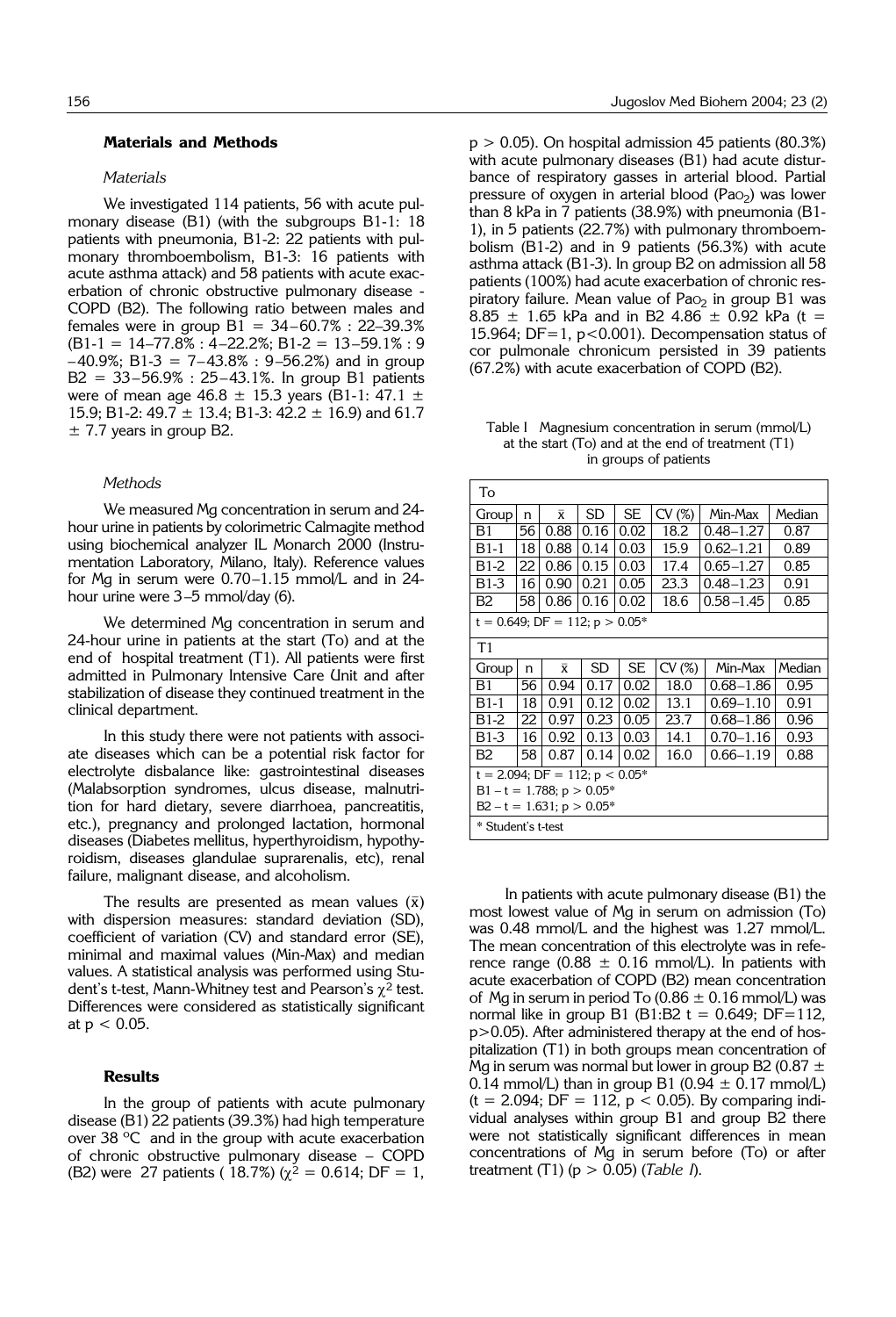## Materials and Methods

### *Materials*

We investigated 114 patients, 56 with acute pulmonary disease (B1) (with the subgroups B1-1: 18 patients with pneumonia, B1-2: 22 patients with pulmonary thromboembolism, B1-3: 16 patients with acute asthma attack) and 58 patients with acute exacerbation of chronic obstructive pulmonary disease - COPD (B2). The following ratio between males and females were in group B1 = 34–60.7% : 22–39.3% (B1-1 = 14–77.8% : 4–22.2%; B1-2 = 13–59.1% : 9 –40.9%; B1-3 = 7–43.8% : 9–56.2%) and in group B2 = 33–56.9% : 25–43.1%. In group B1 patients were of mean age 46.8 ± 15.3 years (B1-1: 47.1 ± 15.9; B1-2: 49.7 ± 13.4; B1-3: 42.2 ± 16.9) and 61.7 ± 7.7 years in group B2.

### *Methods*

We measured Mg concentration in serum and 24-hour urine in patients by colorimetric Calmagite method using biochemical analyzer IL Monarch 2000 (Instrumentation Laboratory, Milano, Italy). Reference values for Mg in serum were 0.70–1.15 mmol/L and in 24-hour urine were 3–5 mmol/day (6).

We determined Mg concentration in serum and 24-hour urine in patients at the start (To) and at the end of hospital treatment (T1). All patients were first admitted in Pulmonary Intensive Care Unit and after stabilization of disease they continued treatment in the clinical department.

In this study there were not patients with associate diseases which can be a potential risk factor for electrolyte disbalance like: gastrointestinal diseases (Malabsorption syndromes, ulcus disease, malnutrition for hard dietary, severe diarrhoea, pancreatitis, etc.), pregnancy and prolonged lactation, hormonal diseases (Diabetes mellitus, hyperthyroidism, hypothyroidism, diseases glandulae suprarenalis, etc), renal failure, malignant disease, and alcoholism.

The results are presented as mean values ($\bar{x}$) with dispersion measures: standard deviation (SD), coefficient of variation (CV) and standard error (SE), minimal and maximal values (Min-Max) and median values. A statistical analysis was performed using Student's t-test, Mann-Whitney test and Pearson's $\chi^2$ test. Differences were considered as statistically significant at $p < 0.05$.

## Results

In the group of patients with acute pulmonary disease (B1) 22 patients (39.3%) had high temperature over 38 °C and in the group with acute exacerbation of chronic obstructive pulmonary disease – COPD (B2) were 27 patients ( 18.7%) ($\chi^2 = 0.614$; DF = 1, $p > 0.05$). On hospital admission 45 patients (80.3%) with acute pulmonary diseases (B1) had acute disturbance of respiratory gasses in arterial blood. Partial pressure of oxygen in arterial blood ($Pa_{O_2}$) was lower than 8 kPa in 7 patients (38.9%) with pneumonia (B1-1), in 5 patients (22.7%) with pulmonary thromboembolism (B1-2) and in 9 patients (56.3%) with acute asthma attack (B1-3). In group B2 on admission all 58 patients (100%) had acute exacerbation of chronic respiratory failure. Mean value of $Pa_{O_2}$ in group B1 was 8.85 ± 1.65 kPa and in B2 4.86 ± 0.92 kPa (t = 15.964; DF=1, $p<0.001$). Decompensation status of cor pulmonale chronicum persisted in 39 patients (67.2%) with acute exacerbation of COPD (B2).

Table I Magnesium concentration in serum (mmol/L) at the start (To) and at the end of treatment (T1) in groups of patients

| To | | | | | | | |
|---|---|---|---|---|---|---|---|
| Group | n | $\bar{x}$ | SD | SE | CV (%) | Min-Max | Median |
| B1 | 56 | 0.88 | 0.16 | 0.02 | 18.2 | 0.48–1.27 | 0.87 |
| B1-1 | 18 | 0.88 | 0.14 | 0.03 | 15.9 | 0.62–1.21 | 0.89 |
| B1-2 | 22 | 0.86 | 0.15 | 0.03 | 17.4 | 0.65–1.27 | 0.85 |
| B1-3 | 16 | 0.90 | 0.21 | 0.05 | 23.3 | 0.48–1.23 | 0.91 |
| B2 | 58 | 0.86 | 0.16 | 0.02 | 18.6 | 0.58–1.45 | 0.85 |
| t = 0.649; DF = 112; p > 0.05* | | | | | | | |
| T1 | | | | | | | |
| Group | n | $\bar{x}$ | SD | SE | CV (%) | Min-Max | Median |
| B1 | 56 | 0.94 | 0.17 | 0.02 | 18.0 | 0.68–1.86 | 0.95 |
| B1-1 | 18 | 0.91 | 0.12 | 0.02 | 13.1 | 0.69–1.10 | 0.91 |
| B1-2 | 22 | 0.97 | 0.23 | 0.05 | 23.7 | 0.68–1.86 | 0.96 |
| B1-3 | 16 | 0.92 | 0.13 | 0.03 | 14.1 | 0.70–1.16 | 0.93 |
| B2 | 58 | 0.87 | 0.14 | 0.02 | 16.0 | 0.66–1.19 | 0.88 |
| t = 2.094; DF = 112; p < 0.05* | | | | | | | |
| B1 – t = 1.788; p > 0.05* | | | | | | | |
| B2 – t = 1.631; p > 0.05* | | | | | | | |
| * Student's t-test | | | | | | | |

In patients with acute pulmonary disease (B1) the most lowest value of Mg in serum on admission (To) was 0.48 mmol/L and the highest was 1.27 mmol/L. The mean concentration of this electrolyte was in reference range (0.88 ± 0.16 mmol/L). In patients with acute exacerbation of COPD (B2) mean concentration of Mg in serum in period To (0.86 ± 0.16 mmol/L) was normal like in group B1 (B1:B2 t = 0.649; DF=112, $p>0.05$). After administered therapy at the end of hospitalization (T1) in both groups mean concentration of Mg in serum was normal but lower in group B2 (0.87 ± 0.14 mmol/L) than in group B1 (0.94 ± 0.17 mmol/L) (t = 2.094; DF = 112, $p < 0.05$). By comparing individual analyses within group B1 and group B2 there were not statistically significant differences in mean concentrations of Mg in serum before (To) or after treatment (T1) ($p > 0.05$) (*Table I*).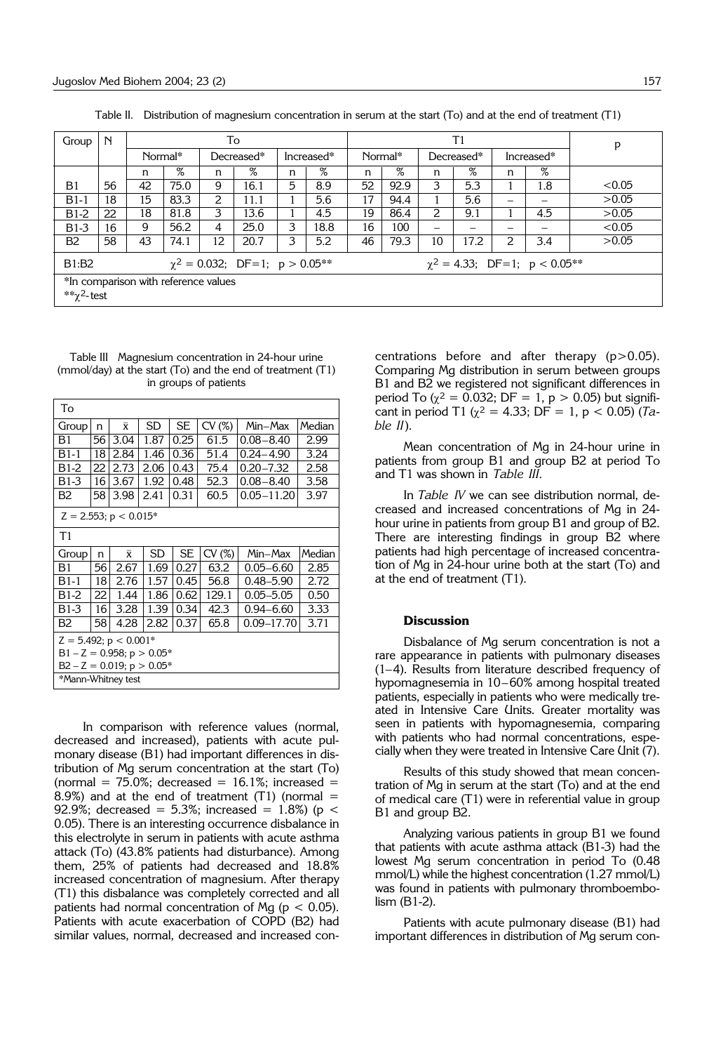Table II. Distribution of magnesium concentration in serum at the start (To) and at the end of treatment (T1)

| Group | N | To | | | | | | T1 | | | | | | p |
|---|---|---|---|---|---|---|---|---|---|---|---|---|---|---|
| | | Normal* | | Decreased* | | Increased* | | Normal* | | Decreased* | | Increased* | | |
| | | n | % | n | % | n | % | n | % | n | % | n | % | |
| B1 | 56 | 42 | 75.0 | 9 | 16.1 | 5 | 8.9 | 52 | 92.9 | 3 | 5.3 | 1 | 1.8 | <0.05 |
| B1-1 | 18 | 15 | 83.3 | 2 | 11.1 | 1 | 5.6 | 17 | 94.4 | 1 | 5.6 | – | – | >0.05 |
| B1-2 | 22 | 18 | 81.8 | 3 | 13.6 | 1 | 4.5 | 19 | 86.4 | 2 | 9.1 | 1 | 4.5 | >0.05 |
| B1-3 | 16 | 9 | 56.2 | 4 | 25.0 | 3 | 18.8 | 16 | 100 | – | – | – | – | <0.05 |
| B2 | 58 | 43 | 74.1 | 12 | 20.7 | 3 | 5.2 | 46 | 79.3 | 10 | 17.2 | 2 | 3.4 | >0.05 |
| B1:B2 | | $\chi^2 = 0.032$; DF=1; $p > 0.05$** | | | | | | $\chi^2 = 4.33$; DF=1; $p < 0.05$** | | | | | | |

*In comparison with reference values
**$\chi^2$-test

Table III Magnesium concentration in 24-hour urine (mmol/day) at the start (To) and the end of treatment (T1) in groups of patients

| Group | n | $\bar{x}$ | SD | SE | CV (%) | Min–Max | Median |
|---|---|---|---|---|---|---|---|
| **To** | | | | | | | |
| B1 | 56 | 3.04 | 1.87 | 0.25 | 61.5 | 0.08–8.40 | 2.99 |
| B1-1 | 18 | 2.84 | 1.46 | 0.36 | 51.4 | 0.24–4.90 | 3.24 |
| B1-2 | 22 | 2.73 | 2.06 | 0.43 | 75.4 | 0.20–7.32 | 2.58 |
| B1-3 | 16 | 3.67 | 1.92 | 0.48 | 52.3 | 0.08–8.40 | 3.58 |
| B2 | 58 | 3.98 | 2.41 | 0.31 | 60.5 | 0.05–11.20 | 3.97 |
| Z = 2.553; $p < 0.015$* | | | | | | | |
| **T1** | | | | | | | |
| B1 | 56 | 2.67 | 1.69 | 0.27 | 63.2 | 0.05–6.60 | 2.85 |
| B1-1 | 18 | 2.76 | 1.57 | 0.45 | 56.8 | 0.48–5.90 | 2.72 |
| B1-2 | 22 | 1.44 | 1.86 | 0.62 | 129.1 | 0.05–5.05 | 0.50 |
| B1-3 | 16 | 3.28 | 1.39 | 0.34 | 42.3 | 0.94–6.60 | 3.33 |
| B2 | 58 | 4.28 | 2.82 | 0.37 | 65.8 | 0.09–17.70 | 3.71 |
| Z = 5.492; $p < 0.001$*; B1 – Z = 0.958; $p > 0.05$*; B2 – Z = 0.019; $p > 0.05$* | | | | | | | |

*Mann-Whitney test

In comparison with reference values (normal, decreased and increased), patients with acute pulmonary disease (B1) had important differences in distribution of Mg serum concentration at the start (To) (normal = 75.0%; decreased = 16.1%; increased = 8.9%) and at the end of treatment (T1) (normal = 92.9%; decreased = 5.3%; increased = 1.8%) ($p < 0.05$). There is an interesting occurrence disbalance in this electrolyte in serum in patients with acute asthma attack (To) (43.8% patients had disturbance). Among them, 25% of patients had decreased and 18.8% increased concentration of magnesium. After therapy (T1) this disbalance was completely corrected and all patients had normal concentration of Mg ($p < 0.05$). Patients with acute exacerbation of COPD (B2) had similar values, normal, decreased and increased concentrations before and after therapy ($p>0.05$). Comparing Mg distribution in serum between groups B1 and B2 we registered not significant differences in period To ($\chi^2 = 0.032$; DF = 1, $p > 0.05$) but significant in period T1 ($\chi^2 = 4.33$; DF = 1, $p < 0.05$) (*Table II*).

Mean concentration of Mg in 24-hour urine in patients from group B1 and group B2 at period To and T1 was shown in *Table III*.

In *Table IV* we can see distribution normal, decreased and increased concentrations of Mg in 24-hour urine in patients from group B1 and group of B2. There are interesting findings in group B2 where patients had high percentage of increased concentration of Mg in 24-hour urine both at the start (To) and at the end of treatment (T1).

## Discussion

Disbalance of Mg serum concentration is not a rare appearance in patients with pulmonary diseases (1–4). Results from literature described frequency of hypomagnesemia in 10–60% among hospital treated patients, especially in patients who were medically treated in Intensive Care Units. Greater mortality was seen in patients with hypomagnesemia, comparing with patients who had normal concentrations, especially when they were treated in Intensive Care Unit (7).

Results of this study showed that mean concentration of Mg in serum at the start (To) and at the end of medical care (T1) were in referential value in group B1 and group B2.

Analyzing various patients in group B1 we found that patients with acute asthma attack (B1-3) had the lowest Mg serum concentration in period To (0.48 mmol/L) while the highest concentration (1.27 mmol/L) was found in patients with pulmonary thromboembolism (B1-2).

Patients with acute pulmonary disease (B1) had important differences in distribution of Mg serum con-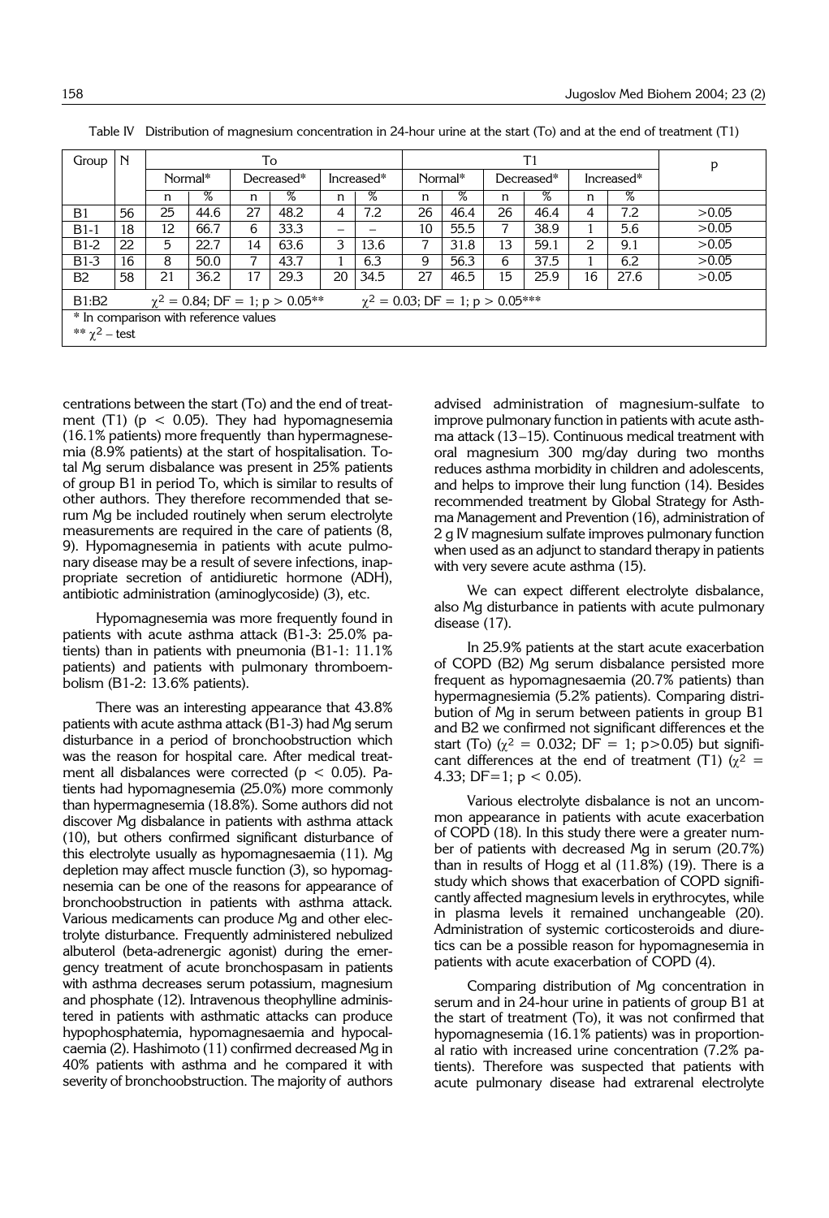Table IV Distribution of magnesium concentration in 24-hour urine at the start (To) and at the end of treatment (T1)

| Group | N | To | | | | | | T1 | | | | | | p |
|---|---|---|---|---|---|---|---|---|---|---|---|---|---|---|
| | | Normal* | | Decreased* | | Increased* | | Normal* | | Decreased* | | Increased* | | |
| | | n | % | n | % | n | % | n | % | n | % | n | % | |
| B1 | 56 | 25 | 44.6 | 27 | 48.2 | 4 | 7.2 | 26 | 46.4 | 26 | 46.4 | 4 | 7.2 | >0.05 |
| B1-1 | 18 | 12 | 66.7 | 6 | 33.3 | – | – | 10 | 55.5 | 7 | 38.9 | 1 | 5.6 | >0.05 |
| B1-2 | 22 | 5 | 22.7 | 14 | 63.6 | 3 | 13.6 | 7 | 31.8 | 13 | 59.1 | 2 | 9.1 | >0.05 |
| B1-3 | 16 | 8 | 50.0 | 7 | 43.7 | 1 | 6.3 | 9 | 56.3 | 6 | 37.5 | 1 | 6.2 | >0.05 |
| B2 | 58 | 21 | 36.2 | 17 | 29.3 | 20 | 34.5 | 27 | 46.5 | 15 | 25.9 | 16 | 27.6 | >0.05 |
| B1:B2 | | $\chi^2 = 0.84$; DF = 1; $p > 0.05$** | | | | | | $\chi^2 = 0.03$; DF = 1; $p > 0.05$*** | | | | | | |

\* In comparison with reference values
\*\* $\chi^2$ – test

centrations between the start (To) and the end of treatment (T1) ($p < 0.05$). They had hypomagnesemia (16.1% patients) more frequently than hypermagnesemia (8.9% patients) at the start of hospitalisation. Total Mg serum disbalance was present in 25% patients of group B1 in period To, which is similar to results of other authors. They therefore recommended that serum Mg be included routinely when serum electrolyte measurements are required in the care of patients (8, 9). Hypomagnesemia in patients with acute pulmonary disease may be a result of severe infections, inappropriate secretion of antidiuretic hormone (ADH), antibiotic administration (aminoglycoside) (3), etc.

Hypomagnesemia was more frequently found in patients with acute asthma attack (B1-3: 25.0% patients) than in patients with pneumonia (B1-1: 11.1% patients) and patients with pulmonary thromboembolism (B1-2: 13.6% patients).

There was an interesting appearance that 43.8% patients with acute asthma attack (B1-3) had Mg serum disturbance in a period of bronchoobstruction which was the reason for hospital care. After medical treatment all disbalances were corrected ($p < 0.05$). Patients had hypomagnesemia (25.0%) more commonly than hypermagnesemia (18.8%). Some authors did not discover Mg disbalance in patients with asthma attack (10), but others confirmed significant disturbance of this electrolyte usually as hypomagnesaemia (11). Mg depletion may affect muscle function (3), so hypomagnesemia can be one of the reasons for appearance of bronchoobstruction in patients with asthma attack. Various medicaments can produce Mg and other electrolyte disturbance. Frequently administered nebulized albuterol (beta-adrenergic agonist) during the emergency treatment of acute bronchospasam in patients with asthma decreases serum potassium, magnesium and phosphate (12). Intravenous theophylline administered in patients with asthmatic attacks can produce hypophosphatemia, hypomagnesaemia and hypocalcaemia (2). Hashimoto (11) confirmed decreased Mg in 40% patients with asthma and he compared it with severity of bronchoobstruction. The majority of authors advised administration of magnesium-sulfate to improve pulmonary function in patients with acute asthma attack (13–15). Continuous medical treatment with oral magnesium 300 mg/day during two months reduces asthma morbidity in children and adolescents, and helps to improve their lung function (14). Besides recommended treatment by Global Strategy for Asthma Management and Prevention (16), administration of 2 g IV magnesium sulfate improves pulmonary function when used as an adjunct to standard therapy in patients with very severe acute asthma (15).

We can expect different electrolyte disbalance, also Mg disturbance in patients with acute pulmonary disease (17).

In 25.9% patients at the start acute exacerbation of COPD (B2) Mg serum disbalance persisted more frequent as hypomagnesaemia (20.7% patients) than hypermagnesiemia (5.2% patients). Comparing distribution of Mg in serum between patients in group B1 and B2 we confirmed not significant differences et the start (To) ($\chi^2 = 0.032$; DF = 1; $p>0.05$) but significant differences at the end of treatment (T1) ($\chi^2 = 4.33$; DF=1; $p < 0.05$).

Various electrolyte disbalance is not an uncommon appearance in patients with acute exacerbation of COPD (18). In this study there were a greater number of patients with decreased Mg in serum (20.7%) than in results of Hogg et al (11.8%) (19). There is a study which shows that exacerbation of COPD significantly affected magnesium levels in erythrocytes, while in plasma levels it remained unchangeable (20). Administration of systemic corticosteroids and diuretics can be a possible reason for hypomagnesemia in patients with acute exacerbation of COPD (4).

Comparing distribution of Mg concentration in serum and in 24-hour urine in patients of group B1 at the start of treatment (To), it was not confirmed that hypomagnesemia (16.1% patients) was in proportional ratio with increased urine concentration (7.2% patients). Therefore was suspected that patients with acute pulmonary disease had extrarenal electrolyte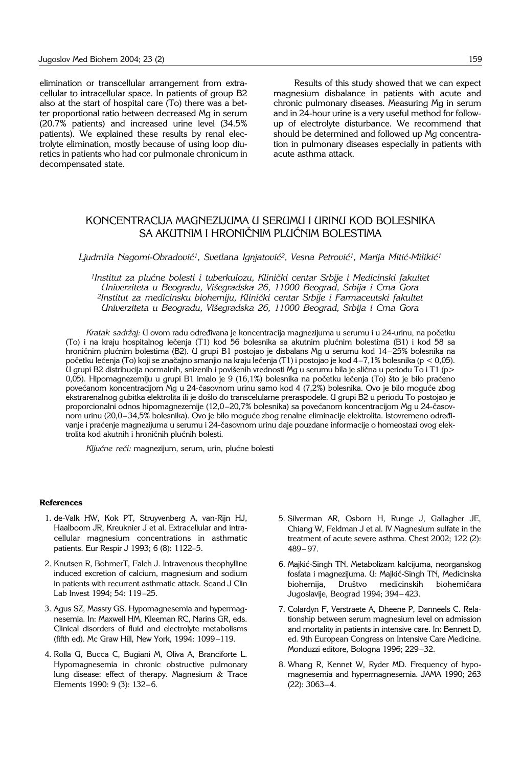elimination or transcellular arrangement from extracellular to intracellular space. In patients of group B2 also at the start of hospital care (To) there was a better proportional ratio between decreased Mg in serum (20.7% patients) and increased urine level (34.5% patients). We explained these results by renal electrolyte elimination, mostly because of using loop diuretics in patients who had cor pulmonale chronicum in decompensated state.

Results of this study showed that we can expect magnesium disbalance in patients with acute and chronic pulmonary diseases. Measuring Mg in serum and in 24-hour urine is a very useful method for follow-up of electrolyte disturbance. We recommend that should be determined and followed up Mg concentration in pulmonary diseases especially in patients with acute asthma attack.

## KONCENTRACIJA MAGNEZIJUMA U SERUMU I URINU KOD BOLESNIKA SA AKUTNIM I HRONIČNIM PLUĆNIM BOLESTIMA

*Ljudmila Nagorni-Obradović[1], Svetlana Ignjatović[2], Vesna Petrović[1], Marija Mitić-Milikić[1]*

*[1]Institut za plućne bolesti i tuberkulozu, Klinički centar Srbije i Medicinski fakultet Univerziteta u Beogradu, Višegradska 26, 11000 Beograd, Srbija i Crna Gora*
*[2]Institut za medicinsku biohemiju, Klinički centar Srbije i Farmaceutski fakultet Univerziteta u Beogradu, Višegradska 26, 11000 Beograd, Srbija i Crna Gora*

*Kratak sadržaj:* U ovom radu određivana je koncentracija magnezijuma u serumu i u 24-urinu, na početku (To) i na kraju hospitalnog lečenja (T1) kod 56 bolesnika sa akutnim plućnim bolestima (B1) i kod 58 sa hroničnim plućnim bolestima (B2). U grupi B1 postojao je disbalans Mg u serumu kod 14–25% bolesnika na početku lečenja (To) koji se značajno smanjio na kraju lečenja (T1) i postojao je kod 4–7,1% bolesnika ($p < 0,05$). U grupi B2 distribucija normalnih, snizenih i povišenih vrednosti Mg u serumu bila je slična u periodu To i T1 ($p > 0,05$). Hipomagnezemiju u grupi B1 imalo je 9 (16,1%) bolesnika na početku lečenja (To) što je bilo praćeno povećanom koncentracijom Mg u 24-časovnom urinu samo kod 4 (7,2%) bolesnika. Ovo je bilo moguće zbog ekstrarenalnog gubitka elektrolita ili je došlo do transcelularne preraspodele. U grupi B2 u periodu To postojao je proporcionalni odnos hipomagnezemije (12,0–20,7% bolesnika) sa povećanom koncentracijom Mg u 24-časovnom urinu (20,0–34,5% bolesnika). Ovo je bilo moguće zbog renalne eliminacije elektrolita. Istovremeno određivanje i praćenje magnezijuma u serumu i 24-časovnom urinu daje pouzdane informacije o homeostazi ovog elektrolita kod akutnih i hroničnih plućnih bolesti.

*Ključne reči:* magnezijum, serum, urin, plućne bolesti

### References

1. de-Valk HW, Kok PT, Struyvenberg A, van-Rijn HJ, Haalboom JR, Kreuknier J et al. Extracellular and intracellular magnesium concentrations in asthmatic patients. Eur Respir J 1993; 6 (8): 1122–5.
2. Knutsen R, BohmerT, Falch J. Intravenous theophylline induced excretion of calcium, magnesium and sodium in patients with recurrent asthmatic attack. Scand J Clin Lab Invest 1994; 54: 119–25.
3. Agus SZ, Massry GS. Hypomagnesemia and hypermagnesemia. In: Maxwell HM, Kleeman RC, Narins GR, eds. Clinical disorders of fluid and electrolyte metabolisms (fifth ed). Mc Graw Hill, New York, 1994: 1099–119.
4. Rolla G, Bucca C, Bugiani M, Oliva A, Branciforte L. Hypomagnesemia in chronic obstructive pulmonary lung disease: effect of therapy. Magnesium & Trace Elements 1990: 9 (3): 132–6.
5. Silverman AR, Osborn H, Runge J, Gallagher JE, Chiang W, Feldman J et al. IV Magnesium sulfate in the treatment of acute severe asthma. Chest 2002; 122 (2): 489–97.
6. Majkić-Singh TN. Metabolizam kalcijuma, neorganskog fosfata i magnezijuma. U: Majkić-Singh TN, Medicinska biohemija, Društvo medicinskih biohemičara Jugoslavije, Beograd 1994; 394–423.
7. Colardyn F, Verstraete A, Dheene P, Danneels C. Relationship between serum magnesium level on admission and mortality in patients in intensive care. In: Bennett D, ed. 9th European Congress on Intensive Care Medicine. Monduzzi editore, Bologna 1996; 229–32.
8. Whang R, Kennet W, Ryder MD. Frequency of hypomagnesemia and hypermagnesemia. JAMA 1990; 263 (22): 3063–4.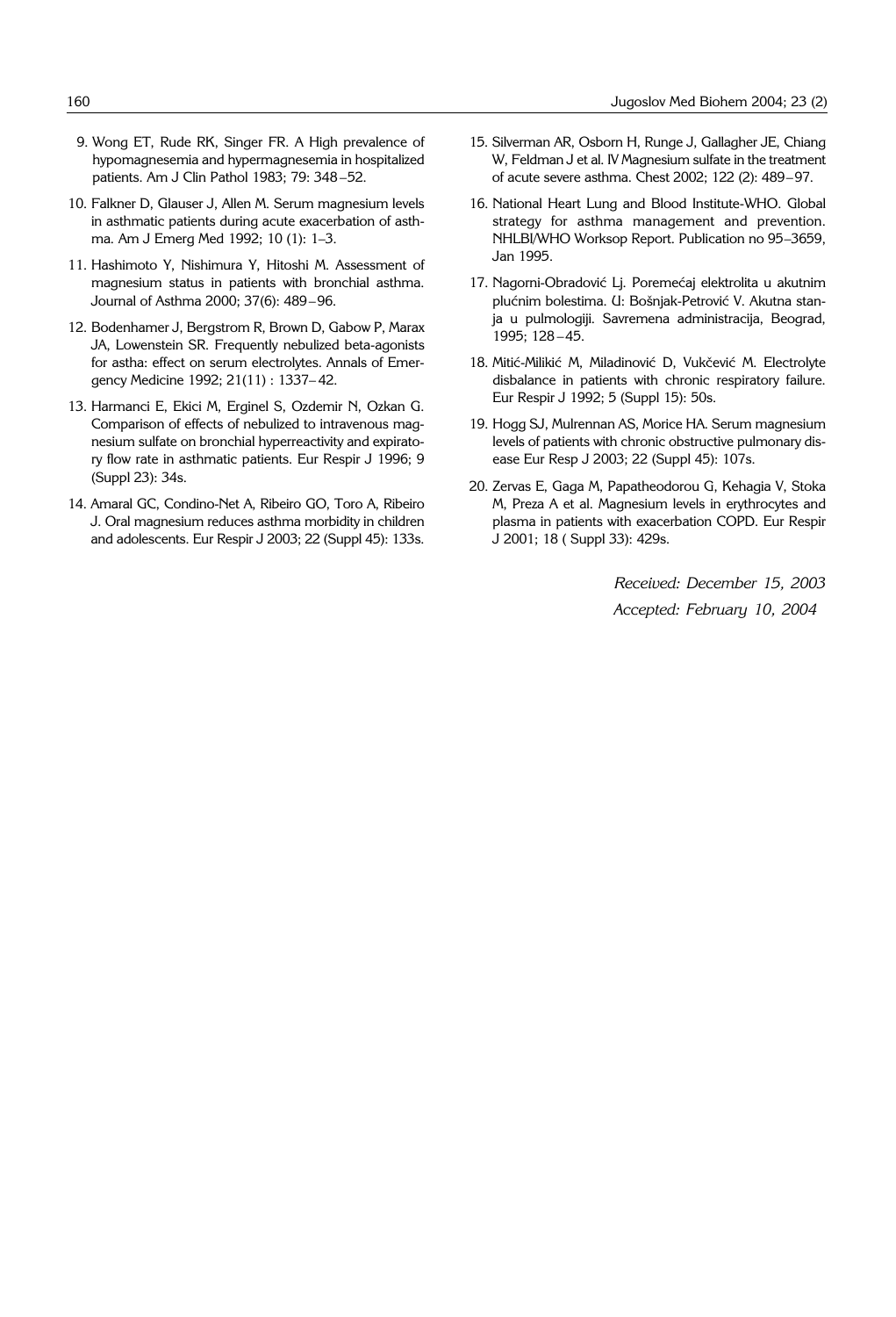9. Wong ET, Rude RK, Singer FR. A High prevalence of hypomagnesemia and hypermagnesemia in hospitalized patients. Am J Clin Pathol 1983; 79: 348–52.

10. Falkner D, Glauser J, Allen M. Serum magnesium levels in asthmatic patients during acute exacerbation of asthma. Am J Emerg Med 1992; 10 (1): 1–3.

11. Hashimoto Y, Nishimura Y, Hitoshi M. Assessment of magnesium status in patients with bronchial asthma. Journal of Asthma 2000; 37(6): 489–96.

12. Bodenhamer J, Bergstrom R, Brown D, Gabow P, Marax JA, Lowenstein SR. Frequently nebulized beta-agonists for astha: effect on serum electrolytes. Annals of Emergency Medicine 1992; 21(11) : 1337–42.

13. Harmanci E, Ekici M, Erginel S, Ozdemir N, Ozkan G. Comparison of effects of nebulized to intravenous magnesium sulfate on bronchial hyperreactivity and expiratory flow rate in asthmatic patients. Eur Respir J 1996; 9 (Suppl 23): 34s.

14. Amaral GC, Condino-Net A, Ribeiro GO, Toro A, Ribeiro J. Oral magnesium reduces asthma morbidity in children and adolescents. Eur Respir J 2003; 22 (Suppl 45): 133s.

15. Silverman AR, Osborn H, Runge J, Gallagher JE, Chiang W, Feldman J et al. IV Magnesium sulfate in the treatment of acute severe asthma. Chest 2002; 122 (2): 489–97.

16. National Heart Lung and Blood Institute-WHO. Global strategy for asthma management and prevention. NHLBI/WHO Worksop Report. Publication no 95–3659, Jan 1995.

17. Nagorni-Obradović Lj. Poremećaj elektrolita u akutnim plućnim bolestima. U: Bošnjak-Petrović V. Akutna stanja u pulmologiji. Savremena administracija, Beograd, 1995; 128–45.

18. Mitić-Milikić M, Miladinović D, Vukčević M. Electrolyte disbalance in patients with chronic respiratory failure. Eur Respir J 1992; 5 (Suppl 15): 50s.

19. Hogg SJ, Mulrennan AS, Morice HA. Serum magnesium levels of patients with chronic obstructive pulmonary disease Eur Resp J 2003; 22 (Suppl 45): 107s.

20. Zervas E, Gaga M, Papatheodorou G, Kehagia V, Stoka M, Preza A et al. Magnesium levels in erythrocytes and plasma in patients with exacerbation COPD. Eur Respir J 2001; 18 ( Suppl 33): 429s.

*Received: December 15, 2003*

*Accepted: February 10, 2004*